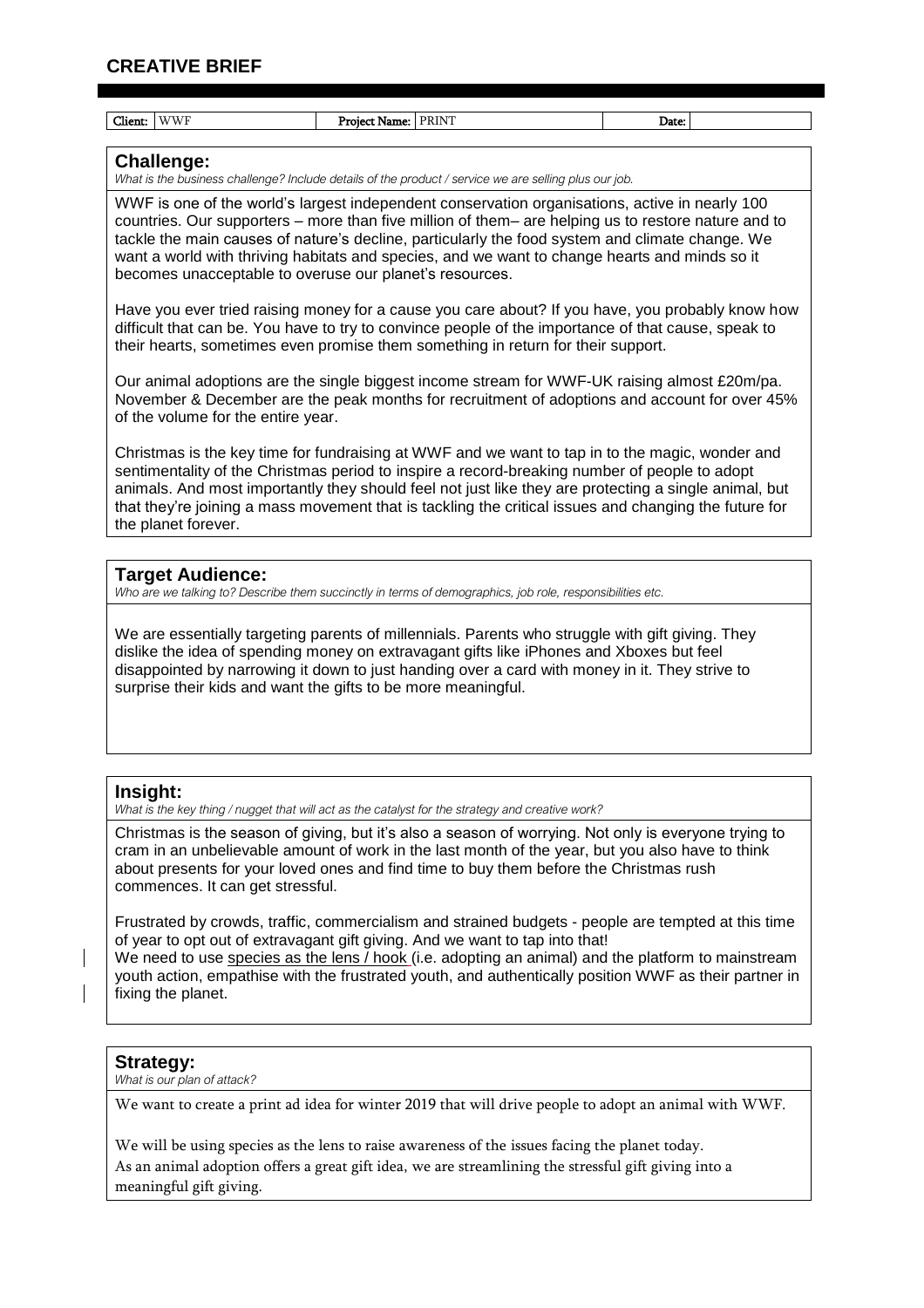## CREATIVE BRIEF

| Client: | WWF | Project Name: | PRINT | Date: | |
|---|---|---|---|---|---|

### Challenge:

*What is the business challenge? Include details of the product / service we are selling plus our job.*

WWF is one of the world's largest independent conservation organisations, active in nearly 100 countries. Our supporters – more than five million of them– are helping us to restore nature and to tackle the main causes of nature's decline, particularly the food system and climate change. We want a world with thriving habitats and species, and we want to change hearts and minds so it becomes unacceptable to overuse our planet's resources.

Have you ever tried raising money for a cause you care about? If you have, you probably know how difficult that can be. You have to try to convince people of the importance of that cause, speak to their hearts, sometimes even promise them something in return for their support.

Our animal adoptions are the single biggest income stream for WWF-UK raising almost £20m/pa. November & December are the peak months for recruitment of adoptions and account for over 45% of the volume for the entire year.

Christmas is the key time for fundraising at WWF and we want to tap in to the magic, wonder and sentimentality of the Christmas period to inspire a record-breaking number of people to adopt animals. And most importantly they should feel not just like they are protecting a single animal, but that they're joining a mass movement that is tackling the critical issues and changing the future for the planet forever.

### Target Audience:

*Who are we talking to? Describe them succinctly in terms of demographics, job role, responsibilities etc.*

We are essentially targeting parents of millennials. Parents who struggle with gift giving. They dislike the idea of spending money on extravagant gifts like iPhones and Xboxes but feel disappointed by narrowing it down to just handing over a card with money in it. They strive to surprise their kids and want the gifts to be more meaningful.

### Insight:

*What is the key thing / nugget that will act as the catalyst for the strategy and creative work?*

Christmas is the season of giving, but it's also a season of worrying. Not only is everyone trying to cram in an unbelievable amount of work in the last month of the year, but you also have to think about presents for your loved ones and find time to buy them before the Christmas rush commences. It can get stressful.

Frustrated by crowds, traffic, commercialism and strained budgets - people are tempted at this time of year to opt out of extravagant gift giving. And we want to tap into that!
We need to use <u>species as the lens / hook</u> (i.e. adopting an animal) and the platform to mainstream youth action, empathise with the frustrated youth, and authentically position WWF as their partner in fixing the planet.

### Strategy:

*What is our plan of attack?*

We want to create a print ad idea for winter 2019 that will drive people to adopt an animal with WWF.

We will be using species as the lens to raise awareness of the issues facing the planet today.
As an animal adoption offers a great gift idea, we are streamlining the stressful gift giving into a meaningful gift giving.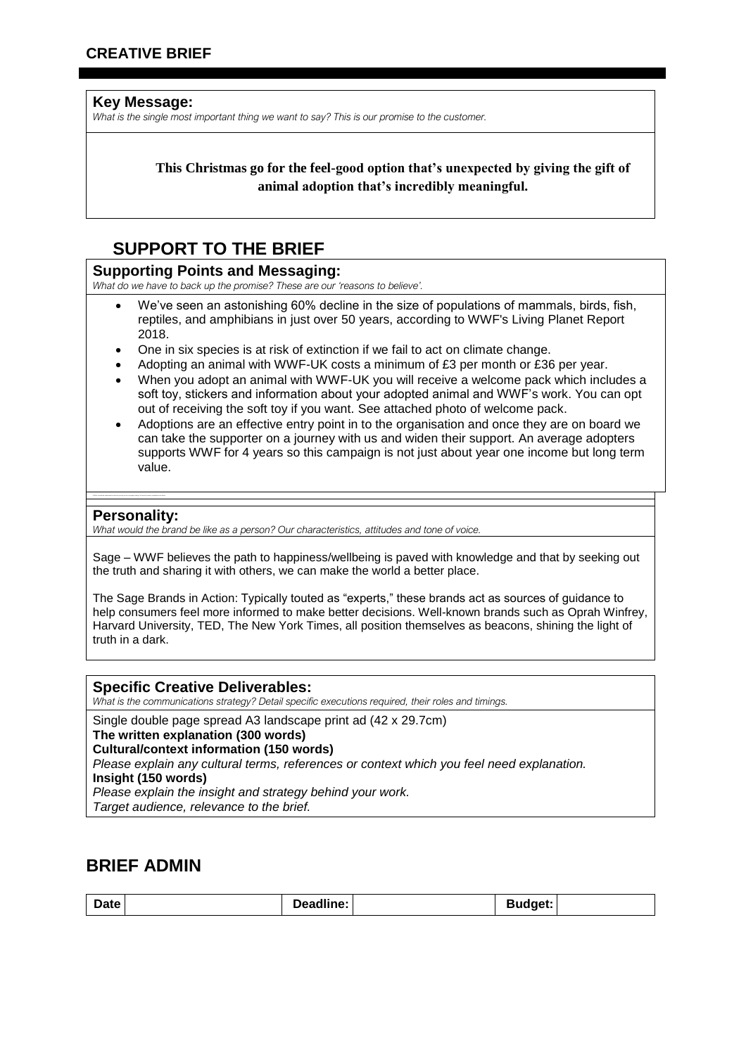## CREATIVE BRIEF

**Key Message:**
*What is the single most important thing we want to say? This is our promise to the customer.*

**This Christmas go for the feel-good option that's unexpected by giving the gift of animal adoption that's incredibly meaningful.**

## SUPPORT TO THE BRIEF

**Supporting Points and Messaging:**
*What do we have to back up the promise? These are our 'reasons to believe'.*

- We've seen an astonishing 60% decline in the size of populations of mammals, birds, fish, reptiles, and amphibians in just over 50 years, according to WWF's Living Planet Report 2018.
- One in six species is at risk of extinction if we fail to act on climate change.
- Adopting an animal with WWF-UK costs a minimum of £3 per month or £36 per year.
- When you adopt an animal with WWF-UK you will receive a welcome pack which includes a soft toy, stickers and information about your adopted animal and WWF's work. You can opt out of receiving the soft toy if you want. See attached photo of welcome pack.
- Adoptions are an effective entry point in to the organisation and once they are on board we can take the supporter on a journey with us and widen their support. An average adopters supports WWF for 4 years so this campaign is not just about year one income but long term value.

**Personality:**
*What would the brand be like as a person? Our characteristics, attitudes and tone of voice.*

Sage – WWF believes the path to happiness/wellbeing is paved with knowledge and that by seeking out the truth and sharing it with others, we can make the world a better place.

The Sage Brands in Action: Typically touted as "experts," these brands act as sources of guidance to help consumers feel more informed to make better decisions. Well-known brands such as Oprah Winfrey, Harvard University, TED, The New York Times, all position themselves as beacons, shining the light of truth in a dark.

**Specific Creative Deliverables:**
*What is the communications strategy? Detail specific executions required, their roles and timings.*

Single double page spread A3 landscape print ad (42 x 29.7cm)

**The written explanation (300 words)**

**Cultural/context information (150 words)**

*Please explain any cultural terms, references or context which you feel need explanation.*

**Insight (150 words)**

*Please explain the insight and strategy behind your work.*

*Target audience, relevance to the brief.*

## BRIEF ADMIN

| Date | | Deadline: | | Budget: | |
|---|---|---|---|---|---|